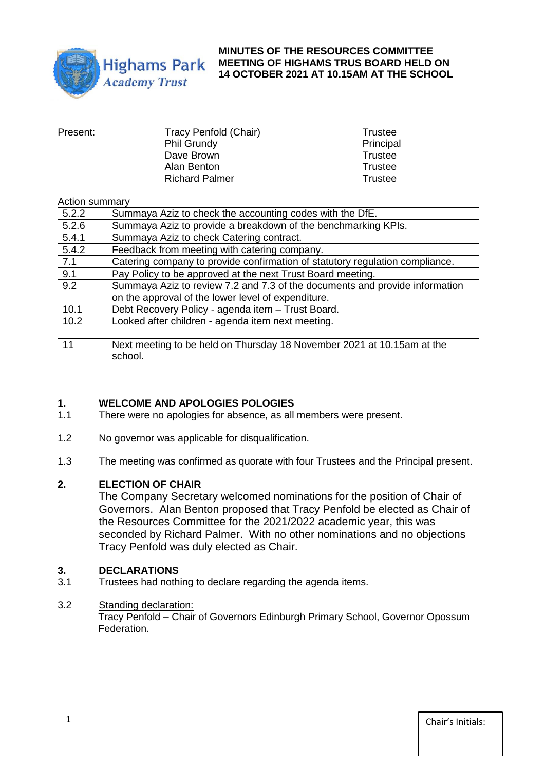Highams Park Academy Trust

**MINUTES OF THE RESOURCES COMMITTEE MEETING OF HIGHAMS TRUS BOARD HELD ON 14 OCTOBER 2021 AT 10.15AM AT THE SCHOOL**

| Present: | Tracy Penfold (Chair) | Trustee |
|---|---|---|
| | Phil Grundy | Principal |
| | Dave Brown | Trustee |
| | Alan Benton | Trustee |
| | Richard Palmer | Trustee |

Action summary

| | |
|---|---|
| 5.2.2 | Summaya Aziz to check the accounting codes with the DfE. |
| 5.2.6 | Summaya Aziz to provide a breakdown of the benchmarking KPIs. |
| 5.4.1 | Summaya Aziz to check Catering contract. |
| 5.4.2 | Feedback from meeting with catering company. |
| 7.1 | Catering company to provide confirmation of statutory regulation compliance. |
| 9.1 | Pay Policy to be approved at the next Trust Board meeting. |
| 9.2 | Summaya Aziz to review 7.2 and 7.3 of the documents and provide information on the approval of the lower level of expenditure. |
| 10.1<br>10.2 | Debt Recovery Policy - agenda item – Trust Board.<br>Looked after children - agenda item next meeting. |
| 11 | Next meeting to be held on Thursday 18 November 2021 at 10.15am at the school. |
| | |

## 1. WELCOME AND APOLOGIES POLOGIES

1.1 There were no apologies for absence, as all members were present.

1.2 No governor was applicable for disqualification.

1.3 The meeting was confirmed as quorate with four Trustees and the Principal present.

## 2. ELECTION OF CHAIR

The Company Secretary welcomed nominations for the position of Chair of Governors. Alan Benton proposed that Tracy Penfold be elected as Chair of the Resources Committee for the 2021/2022 academic year, this was seconded by Richard Palmer. With no other nominations and no objections Tracy Penfold was duly elected as Chair.

## 3. DECLARATIONS

3.1 Trustees had nothing to declare regarding the agenda items.

3.2 Standing declaration:
Tracy Penfold – Chair of Governors Edinburgh Primary School, Governor Opossum Federation.

Chair's Initials: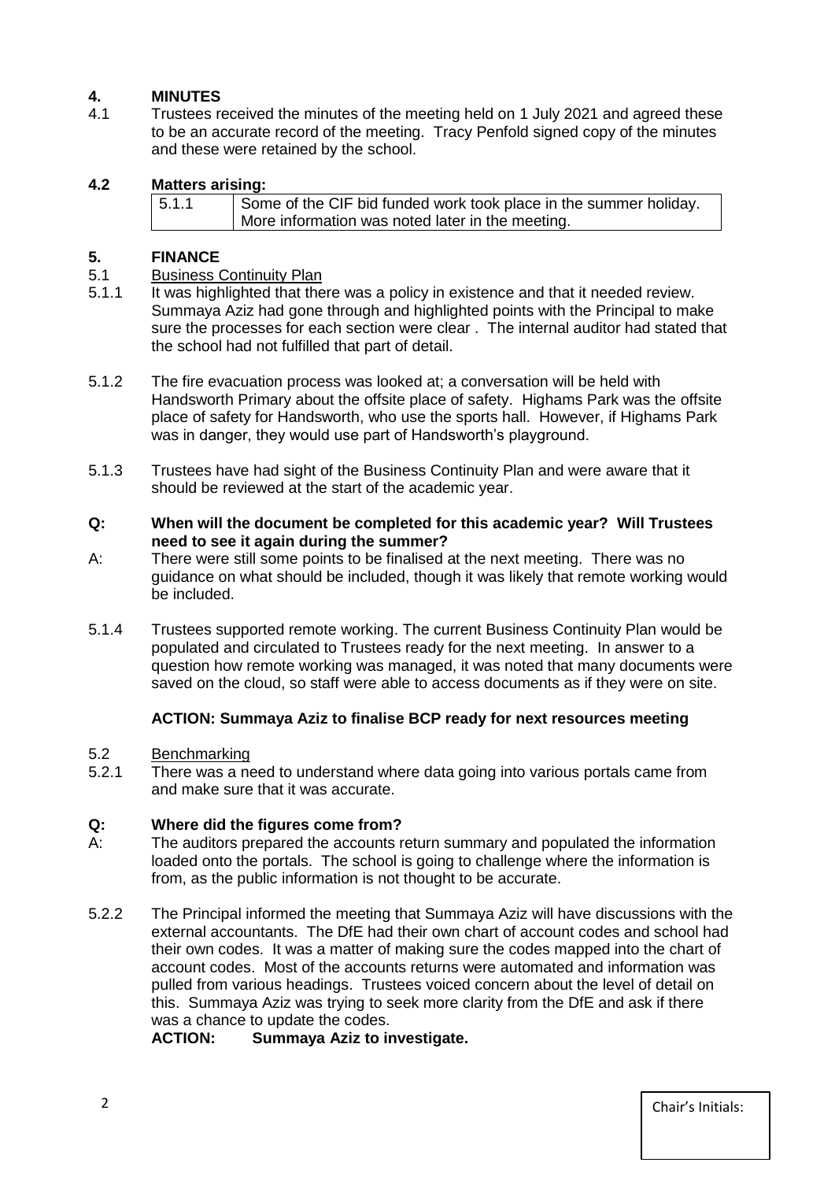## 4. MINUTES

4.1 Trustees received the minutes of the meeting held on 1 July 2021 and agreed these to be an accurate record of the meeting. Tracy Penfold signed copy of the minutes and these were retained by the school.

**4.2 Matters arising:**

| 5.1.1 | Some of the CIF bid funded work took place in the summer holiday. More information was noted later in the meeting. |
|---|---|

## 5. FINANCE

5.1 Business Continuity Plan

5.1.1 It was highlighted that there was a policy in existence and that it needed review. Summaya Aziz had gone through and highlighted points with the Principal to make sure the processes for each section were clear . The internal auditor had stated that the school had not fulfilled that part of detail.

5.1.2 The fire evacuation process was looked at; a conversation will be held with Handsworth Primary about the offsite place of safety. Highams Park was the offsite place of safety for Handsworth, who use the sports hall. However, if Highams Park was in danger, they would use part of Handsworth's playground.

5.1.3 Trustees have had sight of the Business Continuity Plan and were aware that it should be reviewed at the start of the academic year.

**Q: When will the document be completed for this academic year? Will Trustees need to see it again during the summer?**

A: There were still some points to be finalised at the next meeting. There was no guidance on what should be included, though it was likely that remote working would be included.

5.1.4 Trustees supported remote working. The current Business Continuity Plan would be populated and circulated to Trustees ready for the next meeting. In answer to a question how remote working was managed, it was noted that many documents were saved on the cloud, so staff were able to access documents as if they were on site.

**ACTION: Summaya Aziz to finalise BCP ready for next resources meeting**

5.2 Benchmarking

5.2.1 There was a need to understand where data going into various portals came from and make sure that it was accurate.

**Q: Where did the figures come from?**

A: The auditors prepared the accounts return summary and populated the information loaded onto the portals. The school is going to challenge where the information is from, as the public information is not thought to be accurate.

5.2.2 The Principal informed the meeting that Summaya Aziz will have discussions with the external accountants. The DfE had their own chart of account codes and school had their own codes. It was a matter of making sure the codes mapped into the chart of account codes. Most of the accounts returns were automated and information was pulled from various headings. Trustees voiced concern about the level of detail on this. Summaya Aziz was trying to seek more clarity from the DfE and ask if there was a chance to update the codes.

**ACTION: Summaya Aziz to investigate.**

Chair's Initials: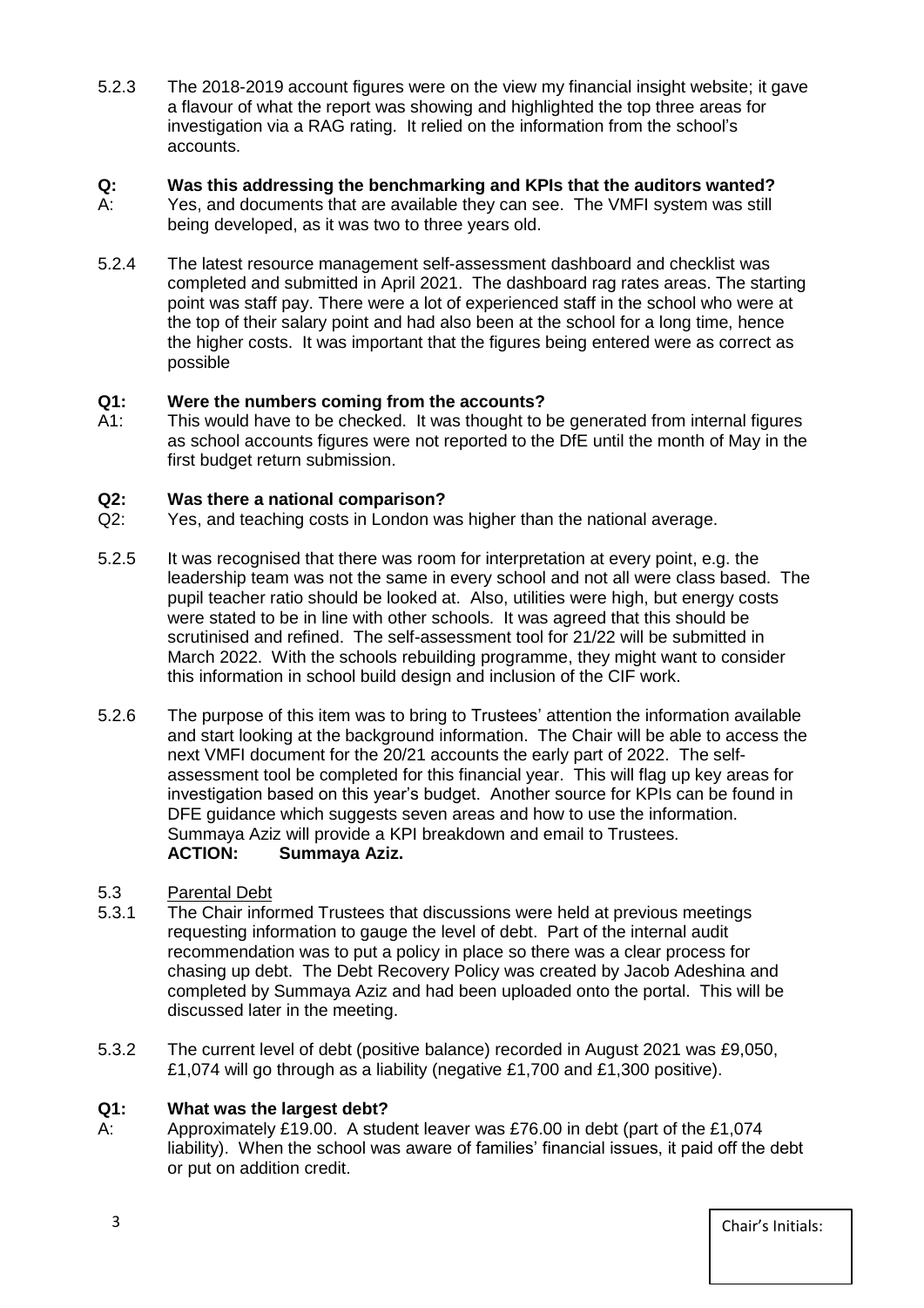5.2.3 The 2018-2019 account figures were on the view my financial insight website; it gave a flavour of what the report was showing and highlighted the top three areas for investigation via a RAG rating. It relied on the information from the school's accounts.

**Q: Was this addressing the benchmarking and KPIs that the auditors wanted?**

A: Yes, and documents that are available they can see. The VMFI system was still being developed, as it was two to three years old.

5.2.4 The latest resource management self-assessment dashboard and checklist was completed and submitted in April 2021. The dashboard rag rates areas. The starting point was staff pay. There were a lot of experienced staff in the school who were at the top of their salary point and had also been at the school for a long time, hence the higher costs. It was important that the figures being entered were as correct as possible

**Q1: Were the numbers coming from the accounts?**

A1: This would have to be checked. It was thought to be generated from internal figures as school accounts figures were not reported to the DfE until the month of May in the first budget return submission.

**Q2: Was there a national comparison?**

Q2: Yes, and teaching costs in London was higher than the national average.

5.2.5 It was recognised that there was room for interpretation at every point, e.g. the leadership team was not the same in every school and not all were class based. The pupil teacher ratio should be looked at. Also, utilities were high, but energy costs were stated to be in line with other schools. It was agreed that this should be scrutinised and refined. The self-assessment tool for 21/22 will be submitted in March 2022. With the schools rebuilding programme, they might want to consider this information in school build design and inclusion of the CIF work.

5.2.6 The purpose of this item was to bring to Trustees' attention the information available and start looking at the background information. The Chair will be able to access the next VMFI document for the 20/21 accounts the early part of 2022. The self-assessment tool be completed for this financial year. This will flag up key areas for investigation based on this year's budget. Another source for KPIs can be found in DFE guidance which suggests seven areas and how to use the information. Summaya Aziz will provide a KPI breakdown and email to Trustees.
**ACTION: Summaya Aziz.**

5.3 Parental Debt

5.3.1 The Chair informed Trustees that discussions were held at previous meetings requesting information to gauge the level of debt. Part of the internal audit recommendation was to put a policy in place so there was a clear process for chasing up debt. The Debt Recovery Policy was created by Jacob Adeshina and completed by Summaya Aziz and had been uploaded onto the portal. This will be discussed later in the meeting.

5.3.2 The current level of debt (positive balance) recorded in August 2021 was £9,050, £1,074 will go through as a liability (negative £1,700 and £1,300 positive).

**Q1: What was the largest debt?**

A: Approximately £19.00. A student leaver was £76.00 in debt (part of the £1,074 liability). When the school was aware of families' financial issues, it paid off the debt or put on addition credit.

Chair's Initials: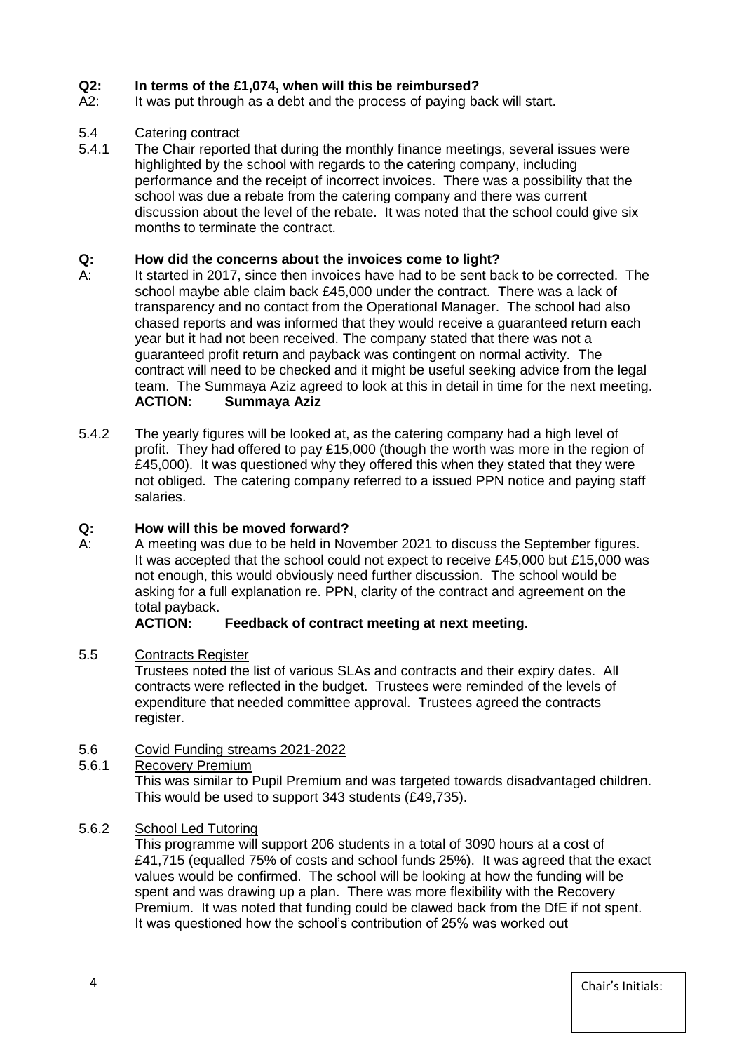**Q2: In terms of the £1,074, when will this be reimbursed?**

A2: It was put through as a debt and the process of paying back will start.

5.4 Catering contract

5.4.1 The Chair reported that during the monthly finance meetings, several issues were highlighted by the school with regards to the catering company, including performance and the receipt of incorrect invoices. There was a possibility that the school was due a rebate from the catering company and there was current discussion about the level of the rebate. It was noted that the school could give six months to terminate the contract.

**Q: How did the concerns about the invoices come to light?**

A: It started in 2017, since then invoices have had to be sent back to be corrected. The school maybe able claim back £45,000 under the contract. There was a lack of transparency and no contact from the Operational Manager. The school had also chased reports and was informed that they would receive a guaranteed return each year but it had not been received. The company stated that there was not a guaranteed profit return and payback was contingent on normal activity. The contract will need to be checked and it might be useful seeking advice from the legal team. The Summaya Aziz agreed to look at this in detail in time for the next meeting.

**ACTION: Summaya Aziz**

5.4.2 The yearly figures will be looked at, as the catering company had a high level of profit. They had offered to pay £15,000 (though the worth was more in the region of £45,000). It was questioned why they offered this when they stated that they were not obliged. The catering company referred to a issued PPN notice and paying staff salaries.

**Q: How will this be moved forward?**

A: A meeting was due to be held in November 2021 to discuss the September figures. It was accepted that the school could not expect to receive £45,000 but £15,000 was not enough, this would obviously need further discussion. The school would be asking for a full explanation re. PPN, clarity of the contract and agreement on the total payback.

**ACTION: Feedback of contract meeting at next meeting.**

5.5 Contracts Register

Trustees noted the list of various SLAs and contracts and their expiry dates. All contracts were reflected in the budget. Trustees were reminded of the levels of expenditure that needed committee approval. Trustees agreed the contracts register.

5.6 Covid Funding streams 2021-2022

5.6.1 Recovery Premium

This was similar to Pupil Premium and was targeted towards disadvantaged children. This would be used to support 343 students (£49,735).

5.6.2 School Led Tutoring

This programme will support 206 students in a total of 3090 hours at a cost of £41,715 (equalled 75% of costs and school funds 25%). It was agreed that the exact values would be confirmed. The school will be looking at how the funding will be spent and was drawing up a plan. There was more flexibility with the Recovery Premium. It was noted that funding could be clawed back from the DfE if not spent. It was questioned how the school's contribution of 25% was worked out

Chair's Initials: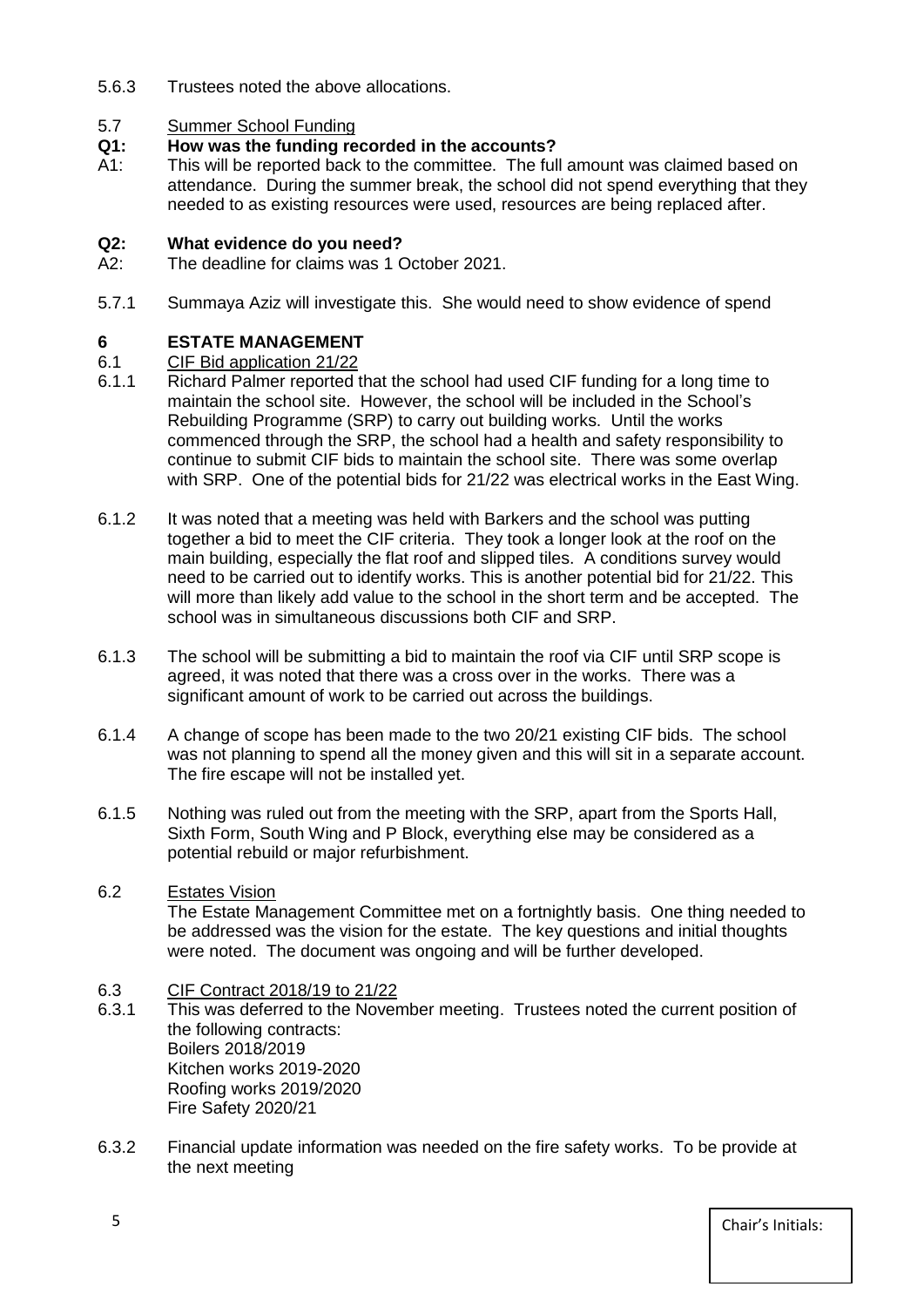5.6.3 Trustees noted the above allocations.

5.7 Summer School Funding

**Q1: How was the funding recorded in the accounts?**

A1: This will be reported back to the committee. The full amount was claimed based on attendance. During the summer break, the school did not spend everything that they needed to as existing resources were used, resources are being replaced after.

**Q2: What evidence do you need?**

A2: The deadline for claims was 1 October 2021.

5.7.1 Summaya Aziz will investigate this. She would need to show evidence of spend

## 6 ESTATE MANAGEMENT

6.1 CIF Bid application 21/22

6.1.1 Richard Palmer reported that the school had used CIF funding for a long time to maintain the school site. However, the school will be included in the School's Rebuilding Programme (SRP) to carry out building works. Until the works commenced through the SRP, the school had a health and safety responsibility to continue to submit CIF bids to maintain the school site. There was some overlap with SRP. One of the potential bids for 21/22 was electrical works in the East Wing.

6.1.2 It was noted that a meeting was held with Barkers and the school was putting together a bid to meet the CIF criteria. They took a longer look at the roof on the main building, especially the flat roof and slipped tiles. A conditions survey would need to be carried out to identify works. This is another potential bid for 21/22. This will more than likely add value to the school in the short term and be accepted. The school was in simultaneous discussions both CIF and SRP.

6.1.3 The school will be submitting a bid to maintain the roof via CIF until SRP scope is agreed, it was noted that there was a cross over in the works. There was a significant amount of work to be carried out across the buildings.

6.1.4 A change of scope has been made to the two 20/21 existing CIF bids. The school was not planning to spend all the money given and this will sit in a separate account. The fire escape will not be installed yet.

6.1.5 Nothing was ruled out from the meeting with the SRP, apart from the Sports Hall, Sixth Form, South Wing and P Block, everything else may be considered as a potential rebuild or major refurbishment.

6.2 Estates Vision

The Estate Management Committee met on a fortnightly basis. One thing needed to be addressed was the vision for the estate. The key questions and initial thoughts were noted. The document was ongoing and will be further developed.

6.3 CIF Contract 2018/19 to 21/22

6.3.1 This was deferred to the November meeting. Trustees noted the current position of the following contracts:

Boilers 2018/2019
Kitchen works 2019-2020
Roofing works 2019/2020
Fire Safety 2020/21

6.3.2 Financial update information was needed on the fire safety works. To be provide at the next meeting

Chair's Initials: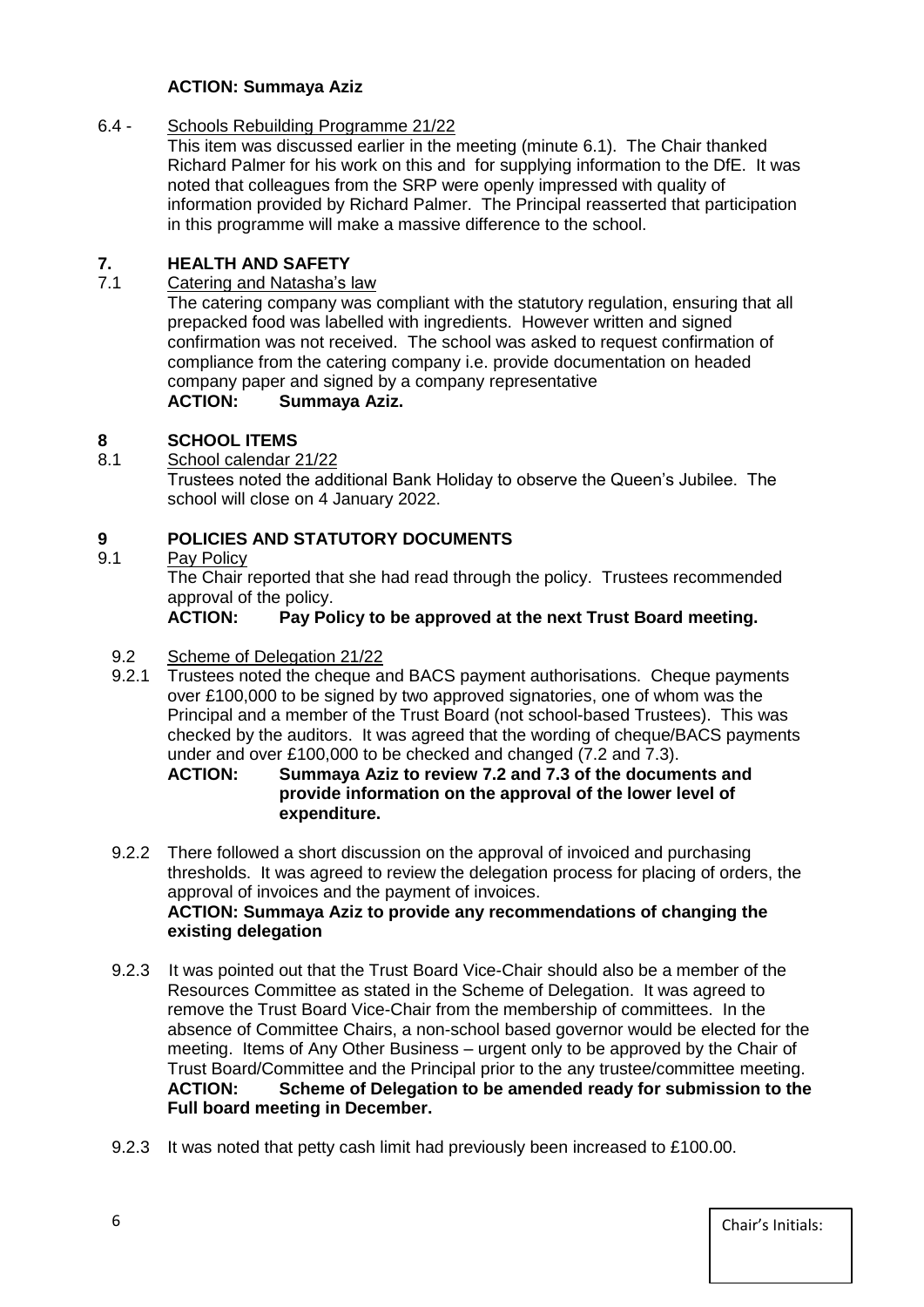**ACTION: Summaya Aziz**

6.4 - Schools Rebuilding Programme 21/22

This item was discussed earlier in the meeting (minute 6.1). The Chair thanked Richard Palmer for his work on this and for supplying information to the DfE. It was noted that colleagues from the SRP were openly impressed with quality of information provided by Richard Palmer. The Principal reasserted that participation in this programme will make a massive difference to the school.

## 7. HEALTH AND SAFETY

7.1 Catering and Natasha's law

The catering company was compliant with the statutory regulation, ensuring that all prepacked food was labelled with ingredients. However written and signed confirmation was not received. The school was asked to request confirmation of compliance from the catering company i.e. provide documentation on headed company paper and signed by a company representative

**ACTION: Summaya Aziz.**

## 8 SCHOOL ITEMS

8.1 School calendar 21/22

Trustees noted the additional Bank Holiday to observe the Queen's Jubilee. The school will close on 4 January 2022.

## 9 POLICIES AND STATUTORY DOCUMENTS

9.1 Pay Policy

The Chair reported that she had read through the policy. Trustees recommended approval of the policy.

**ACTION: Pay Policy to be approved at the next Trust Board meeting.**

9.2 Scheme of Delegation 21/22

9.2.1 Trustees noted the cheque and BACS payment authorisations. Cheque payments over £100,000 to be signed by two approved signatories, one of whom was the Principal and a member of the Trust Board (not school-based Trustees). This was checked by the auditors. It was agreed that the wording of cheque/BACS payments under and over £100,000 to be checked and changed (7.2 and 7.3).

**ACTION: Summaya Aziz to review 7.2 and 7.3 of the documents and provide information on the approval of the lower level of expenditure.**

9.2.2 There followed a short discussion on the approval of invoiced and purchasing thresholds. It was agreed to review the delegation process for placing of orders, the approval of invoices and the payment of invoices.

**ACTION: Summaya Aziz to provide any recommendations of changing the existing delegation**

9.2.3 It was pointed out that the Trust Board Vice-Chair should also be a member of the Resources Committee as stated in the Scheme of Delegation. It was agreed to remove the Trust Board Vice-Chair from the membership of committees. In the absence of Committee Chairs, a non-school based governor would be elected for the meeting. Items of Any Other Business – urgent only to be approved by the Chair of Trust Board/Committee and the Principal prior to the any trustee/committee meeting.

**ACTION: Scheme of Delegation to be amended ready for submission to the Full board meeting in December.**

9.2.3 It was noted that petty cash limit had previously been increased to £100.00.

Chair's Initials: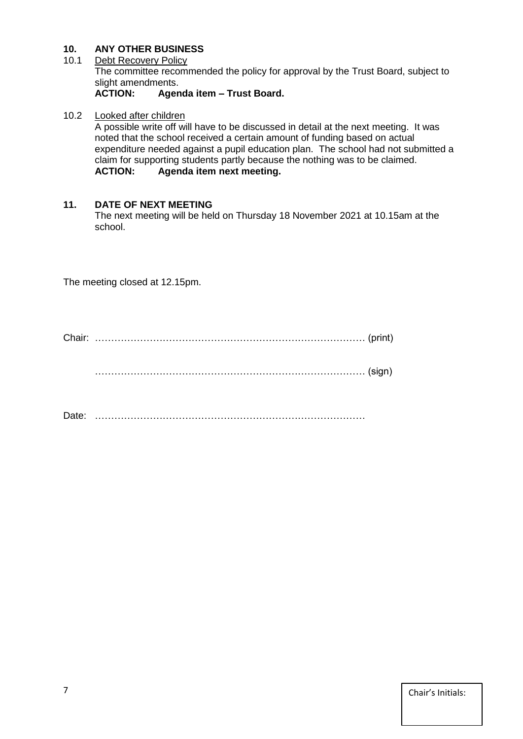## 10. ANY OTHER BUSINESS

10.1 <u>Debt Recovery Policy</u>

The committee recommended the policy for approval by the Trust Board, subject to slight amendments.

**ACTION: Agenda item – Trust Board.**

10.2 <u>Looked after children</u>

A possible write off will have to be discussed in detail at the next meeting. It was noted that the school received a certain amount of funding based on actual expenditure needed against a pupil education plan. The school had not submitted a claim for supporting students partly because the nothing was to be claimed.

**ACTION: Agenda item next meeting.**

## 11. DATE OF NEXT MEETING

The next meeting will be held on Thursday 18 November 2021 at 10.15am at the school.

The meeting closed at 12.15pm.

Chair: ………………………………………………………………………… (print)

………………………………………………………………………… (sign)

Date: …………………………………………………………………………

Chair's Initials: